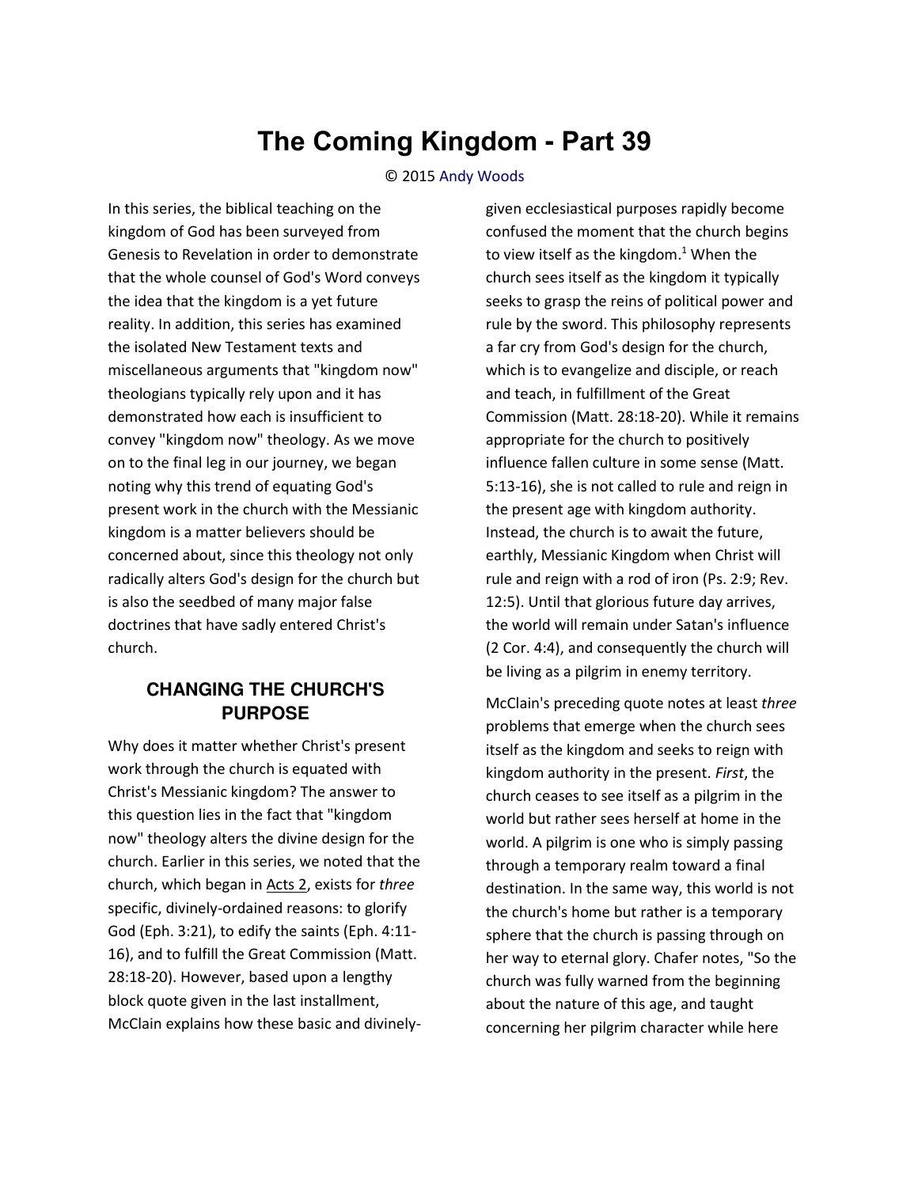# The Coming Kingdom - Part 39

© 2015 Andy Woods

In this series, the biblical teaching on the kingdom of God has been surveyed from Genesis to Revelation in order to demonstrate that the whole counsel of God's Word conveys the idea that the kingdom is a yet future reality. In addition, this series has examined the isolated New Testament texts and miscellaneous arguments that "kingdom now" theologians typically rely upon and it has demonstrated how each is insufficient to convey "kingdom now" theology. As we move on to the final leg in our journey, we began noting why this trend of equating God's present work in the church with the Messianic kingdom is a matter believers should be concerned about, since this theology not only radically alters God's design for the church but is also the seedbed of many major false doctrines that have sadly entered Christ's church.

## CHANGING THE CHURCH'S PURPOSE

Why does it matter whether Christ's present work through the church is equated with Christ's Messianic kingdom? The answer to this question lies in the fact that "kingdom now" theology alters the divine design for the church. Earlier in this series, we noted that the church, which began in Acts 2, exists for *three* specific, divinely-ordained reasons: to glorify God (Eph. 3:21), to edify the saints (Eph. 4:11-16), and to fulfill the Great Commission (Matt. 28:18-20). However, based upon a lengthy block quote given in the last installment, McClain explains how these basic and divinely-given ecclesiastical purposes rapidly become confused the moment that the church begins to view itself as the kingdom.[1] When the church sees itself as the kingdom it typically seeks to grasp the reins of political power and rule by the sword. This philosophy represents a far cry from God's design for the church, which is to evangelize and disciple, or reach and teach, in fulfillment of the Great Commission (Matt. 28:18-20). While it remains appropriate for the church to positively influence fallen culture in some sense (Matt. 5:13-16), she is not called to rule and reign in the present age with kingdom authority. Instead, the church is to await the future, earthly, Messianic Kingdom when Christ will rule and reign with a rod of iron (Ps. 2:9; Rev. 12:5). Until that glorious future day arrives, the world will remain under Satan's influence (2 Cor. 4:4), and consequently the church will be living as a pilgrim in enemy territory.

McClain's preceding quote notes at least *three* problems that emerge when the church sees itself as the kingdom and seeks to reign with kingdom authority in the present. *First*, the church ceases to see itself as a pilgrim in the world but rather sees herself at home in the world. A pilgrim is one who is simply passing through a temporary realm toward a final destination. In the same way, this world is not the church's home but rather is a temporary sphere that the church is passing through on her way to eternal glory. Chafer notes, "So the church was fully warned from the beginning about the nature of this age, and taught concerning her pilgrim character while here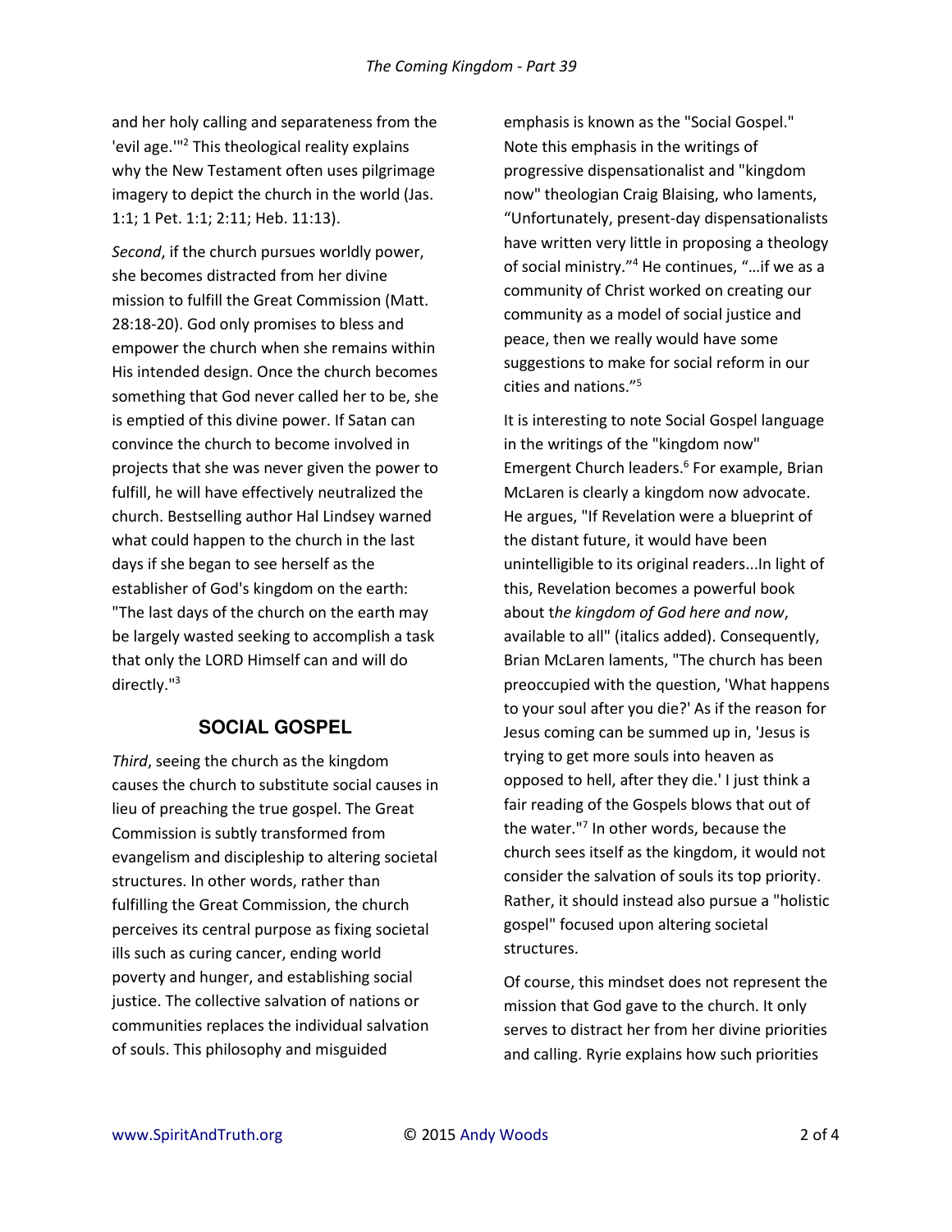and her holy calling and separateness from the 'evil age.'"[2] This theological reality explains why the New Testament often uses pilgrimage imagery to depict the church in the world (Jas. 1:1; 1 Pet. 1:1; 2:11; Heb. 11:13).

*Second*, if the church pursues worldly power, she becomes distracted from her divine mission to fulfill the Great Commission (Matt. 28:18-20). God only promises to bless and empower the church when she remains within His intended design. Once the church becomes something that God never called her to be, she is emptied of this divine power. If Satan can convince the church to become involved in projects that she was never given the power to fulfill, he will have effectively neutralized the church. Bestselling author Hal Lindsey warned what could happen to the church in the last days if she began to see herself as the establisher of God's kingdom on the earth: "The last days of the church on the earth may be largely wasted seeking to accomplish a task that only the LORD Himself can and will do directly."[3]

## SOCIAL GOSPEL

*Third*, seeing the church as the kingdom causes the church to substitute social causes in lieu of preaching the true gospel. The Great Commission is subtly transformed from evangelism and discipleship to altering societal structures. In other words, rather than fulfilling the Great Commission, the church perceives its central purpose as fixing societal ills such as curing cancer, ending world poverty and hunger, and establishing social justice. The collective salvation of nations or communities replaces the individual salvation of souls. This philosophy and misguided emphasis is known as the "Social Gospel." Note this emphasis in the writings of progressive dispensationalist and "kingdom now" theologian Craig Blaising, who laments, "Unfortunately, present-day dispensationalists have written very little in proposing a theology of social ministry."[4] He continues, "…if we as a community of Christ worked on creating our community as a model of social justice and peace, then we really would have some suggestions to make for social reform in our cities and nations."[5]

It is interesting to note Social Gospel language in the writings of the "kingdom now" Emergent Church leaders.[6] For example, Brian McLaren is clearly a kingdom now advocate. He argues, "If Revelation were a blueprint of the distant future, it would have been unintelligible to its original readers...In light of this, Revelation becomes a powerful book about t*he kingdom of God here and now*, available to all" (italics added). Consequently, Brian McLaren laments, "The church has been preoccupied with the question, 'What happens to your soul after you die?' As if the reason for Jesus coming can be summed up in, 'Jesus is trying to get more souls into heaven as opposed to hell, after they die.' I just think a fair reading of the Gospels blows that out of the water."[7] In other words, because the church sees itself as the kingdom, it would not consider the salvation of souls its top priority. Rather, it should instead also pursue a "holistic gospel" focused upon altering societal structures.

Of course, this mindset does not represent the mission that God gave to the church. It only serves to distract her from her divine priorities and calling. Ryrie explains how such priorities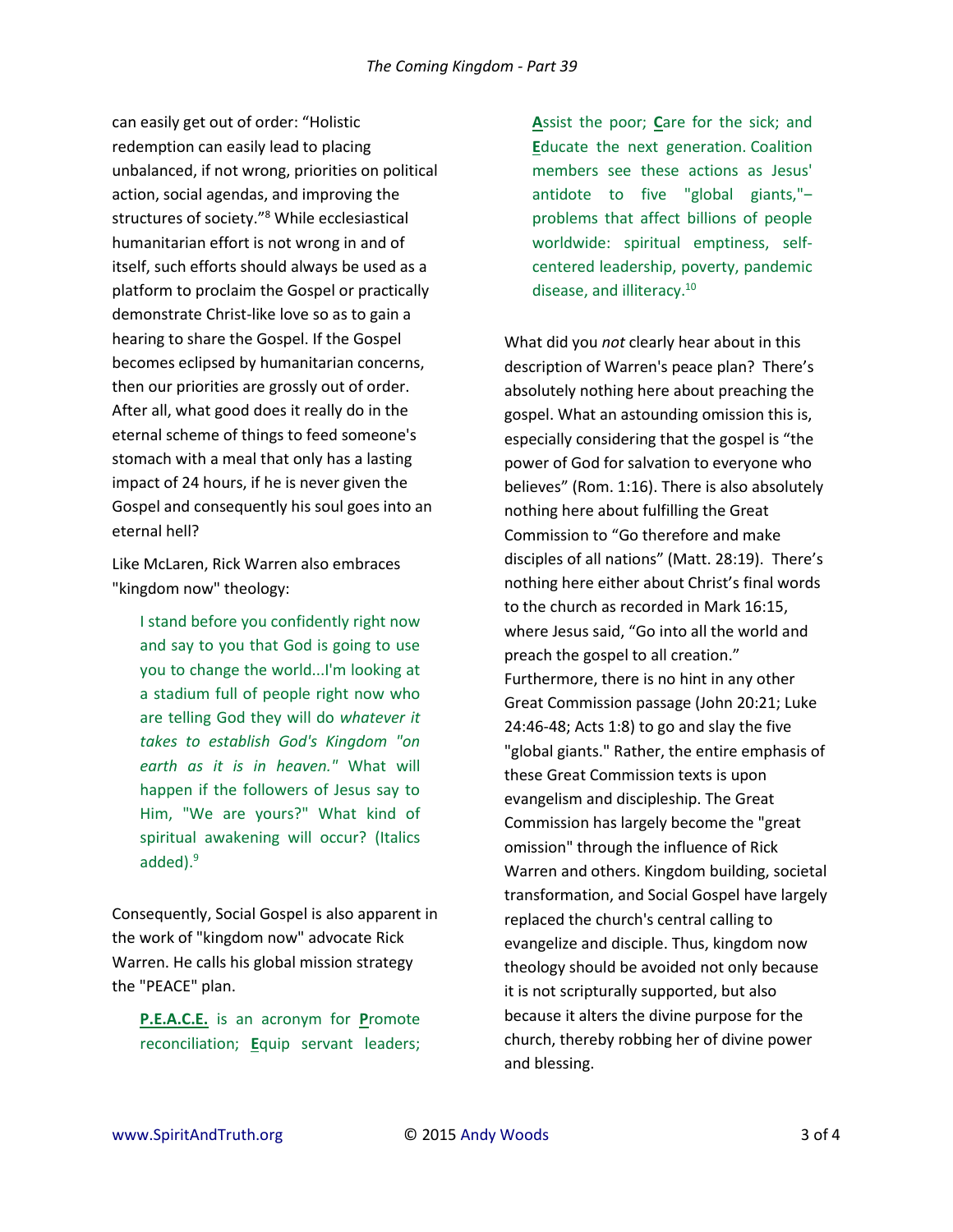can easily get out of order: “Holistic redemption can easily lead to placing unbalanced, if not wrong, priorities on political action, social agendas, and improving the structures of society.”[8] While ecclesiastical humanitarian effort is not wrong in and of itself, such efforts should always be used as a platform to proclaim the Gospel or practically demonstrate Christ-like love so as to gain a hearing to share the Gospel. If the Gospel becomes eclipsed by humanitarian concerns, then our priorities are grossly out of order. After all, what good does it really do in the eternal scheme of things to feed someone's stomach with a meal that only has a lasting impact of 24 hours, if he is never given the Gospel and consequently his soul goes into an eternal hell?

Like McLaren, Rick Warren also embraces "kingdom now" theology:

> I stand before you confidently right now and say to you that God is going to use you to change the world...I'm looking at a stadium full of people right now who are telling God they will do *whatever it takes to establish God's Kingdom "on earth as it is in heaven."* What will happen if the followers of Jesus say to Him, "We are yours?" What kind of spiritual awakening will occur? (Italics added).[9]

Consequently, Social Gospel is also apparent in the work of "kingdom now" advocate Rick Warren. He calls his global mission strategy the "PEACE" plan.

> **P.E.A.C.E.** is an acronym for **P**romote reconciliation; **E**quip servant leaders; **A**ssist the poor; **C**are for the sick; and **E**ducate the next generation. Coalition members see these actions as Jesus' antidote to five "global giants,"–problems that affect billions of people worldwide: spiritual emptiness, self-centered leadership, poverty, pandemic disease, and illiteracy.[10]

What did you *not* clearly hear about in this description of Warren's peace plan? There's absolutely nothing here about preaching the gospel. What an astounding omission this is, especially considering that the gospel is “the power of God for salvation to everyone who believes” (Rom. 1:16). There is also absolutely nothing here about fulfilling the Great Commission to “Go therefore and make disciples of all nations” (Matt. 28:19). There's nothing here either about Christ's final words to the church as recorded in Mark 16:15, where Jesus said, “Go into all the world and preach the gospel to all creation.” Furthermore, there is no hint in any other Great Commission passage (John 20:21; Luke 24:46-48; Acts 1:8) to go and slay the five "global giants." Rather, the entire emphasis of these Great Commission texts is upon evangelism and discipleship. The Great Commission has largely become the "great omission" through the influence of Rick Warren and others. Kingdom building, societal transformation, and Social Gospel have largely replaced the church's central calling to evangelize and disciple. Thus, kingdom now theology should be avoided not only because it is not scripturally supported, but also because it alters the divine purpose for the church, thereby robbing her of divine power and blessing.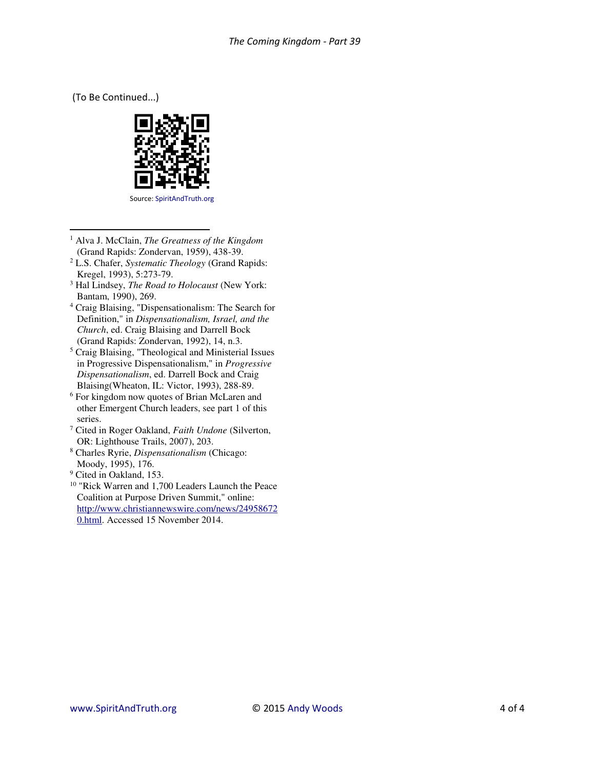(To Be Continued...)

Source: SpiritAndTruth.org

---

[1] Alva J. McClain, *The Greatness of the Kingdom* (Grand Rapids: Zondervan, 1959), 438-39.
[2] L.S. Chafer, *Systematic Theology* (Grand Rapids: Kregel, 1993), 5:273-79.
[3] Hal Lindsey, *The Road to Holocaust* (New York: Bantam, 1990), 269.
[4] Craig Blaising, "Dispensationalism: The Search for Definition," in *Dispensationalism, Israel, and the Church*, ed. Craig Blaising and Darrell Bock (Grand Rapids: Zondervan, 1992), 14, n.3.
[5] Craig Blaising, "Theological and Ministerial Issues in Progressive Dispensationalism," in *Progressive Dispensationalism*, ed. Darrell Bock and Craig Blaising(Wheaton, IL: Victor, 1993), 288-89.
[6] For kingdom now quotes of Brian McLaren and other Emergent Church leaders, see part 1 of this series.
[7] Cited in Roger Oakland, *Faith Undone* (Silverton, OR: Lighthouse Trails, 2007), 203.
[8] Charles Ryrie, *Dispensationalism* (Chicago: Moody, 1995), 176.
[9] Cited in Oakland, 153.
[10] "Rick Warren and 1,700 Leaders Launch the Peace Coalition at Purpose Driven Summit," online: http://www.christiannewswire.com/news/249586720.html. Accessed 15 November 2014.